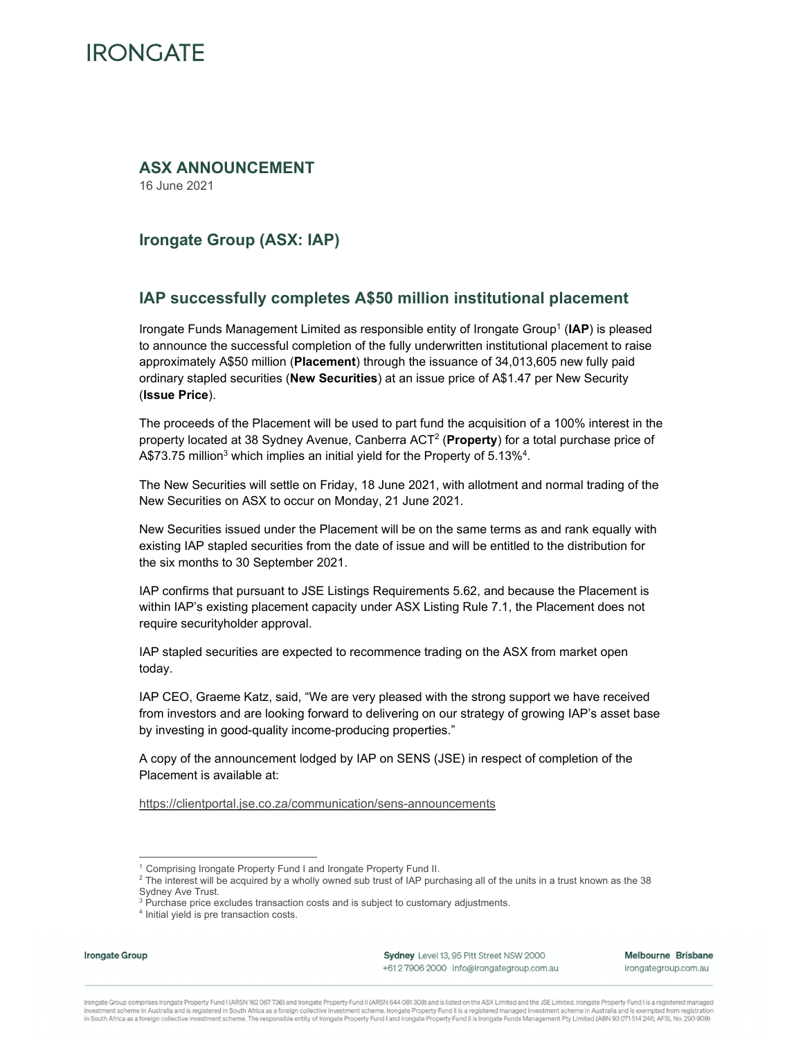IRONGATE

# ASX ANNOUNCEMENT

16 June 2021

## Irongate Group (ASX: IAP)

## IAP successfully completes A$50 million institutional placement

Irongate Funds Management Limited as responsible entity of Irongate Group[1] (**IAP**) is pleased to announce the successful completion of the fully underwritten institutional placement to raise approximately A$50 million (**Placement**) through the issuance of 34,013,605 new fully paid ordinary stapled securities (**New Securities**) at an issue price of A$1.47 per New Security (**Issue Price**).

The proceeds of the Placement will be used to part fund the acquisition of a 100% interest in the property located at 38 Sydney Avenue, Canberra ACT[2] (**Property**) for a total purchase price of A$73.75 million[3] which implies an initial yield for the Property of 5.13%[4].

The New Securities will settle on Friday, 18 June 2021, with allotment and normal trading of the New Securities on ASX to occur on Monday, 21 June 2021.

New Securities issued under the Placement will be on the same terms as and rank equally with existing IAP stapled securities from the date of issue and will be entitled to the distribution for the six months to 30 September 2021.

IAP confirms that pursuant to JSE Listings Requirements 5.62, and because the Placement is within IAP's existing placement capacity under ASX Listing Rule 7.1, the Placement does not require securityholder approval.

IAP stapled securities are expected to recommence trading on the ASX from market open today.

IAP CEO, Graeme Katz, said, "We are very pleased with the strong support we have received from investors and are looking forward to delivering on our strategy of growing IAP's asset base by investing in good-quality income-producing properties."

A copy of the announcement lodged by IAP on SENS (JSE) in respect of completion of the Placement is available at:

https://clientportal.jse.co.za/communication/sens-announcements

---

[1] Comprising Irongate Property Fund I and Irongate Property Fund II.

[2] The interest will be acquired by a wholly owned sub trust of IAP purchasing all of the units in a trust known as the 38 Sydney Ave Trust.

[3] Purchase price excludes transaction costs and is subject to customary adjustments.

[4] Initial yield is pre transaction costs.

**Irongate Group**

**Sydney** Level 13, 95 Pitt Street NSW 2000
+61 2 7906 2000 info@irongategroup.com.au

**Melbourne Brisbane**
irongategroup.com.au

Irongate Group comprises Irongate Property Fund I (ARSN 162 067 736) and Irongate Property Fund II (ARSN 644 081 309) and is listed on the ASX Limited and the JSE Limited. Irongate Property Fund I is a registered managed investment scheme in Australia and is registered in South Africa as a foreign collective investment scheme. Irongate Property Fund II is a registered managed investment scheme in Australia and is exempted from registration in South Africa as a foreign collective investment scheme. The responsible entity of Irongate Property Fund I and Irongate Property Fund II is Irongate Funds Management Pty Limited (ABN 93 071 514 246; AFSL No. 290 909)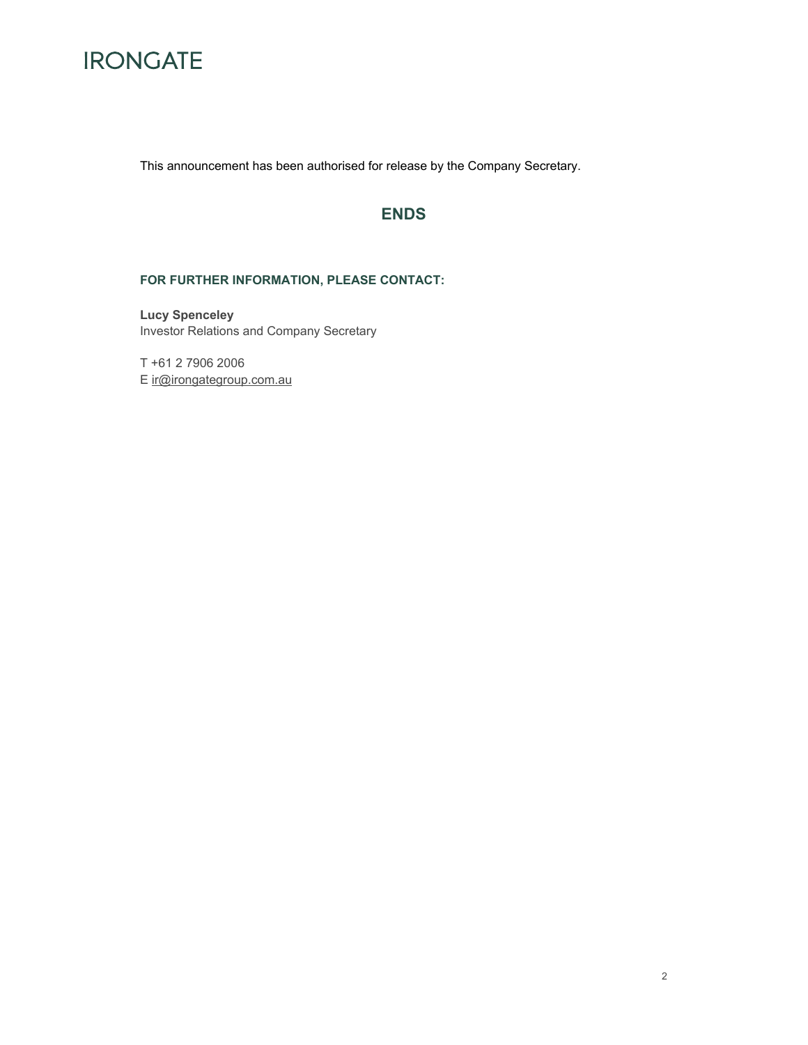IRONGATE

This announcement has been authorised for release by the Company Secretary.

## ENDS

### FOR FURTHER INFORMATION, PLEASE CONTACT:

**Lucy Spenceley**
Investor Relations and Company Secretary

T +61 2 7906 2006
E ir@irongategroup.com.au